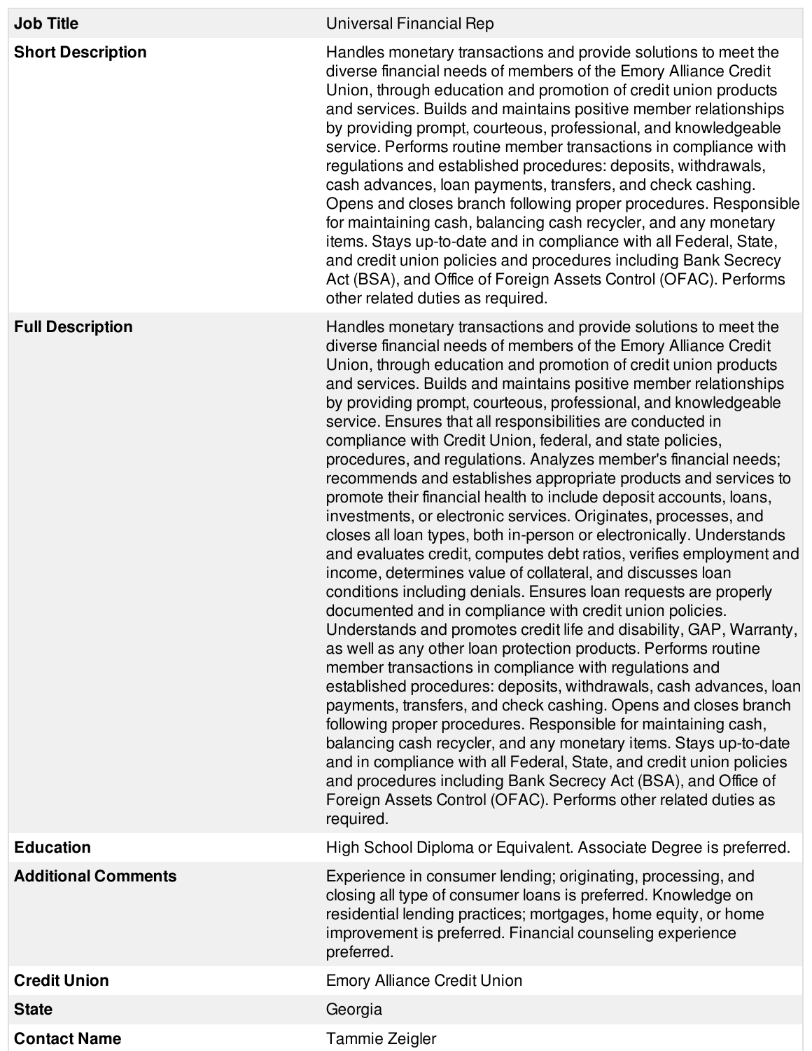| | |
|---|---|
| **Job Title** | Universal Financial Rep |
| **Short Description** | Handles monetary transactions and provide solutions to meet the diverse financial needs of members of the Emory Alliance Credit Union, through education and promotion of credit union products and services. Builds and maintains positive member relationships by providing prompt, courteous, professional, and knowledgeable service. Performs routine member transactions in compliance with regulations and established procedures: deposits, withdrawals, cash advances, loan payments, transfers, and check cashing. Opens and closes branch following proper procedures. Responsible for maintaining cash, balancing cash recycler, and any monetary items. Stays up-to-date and in compliance with all Federal, State, and credit union policies and procedures including Bank Secrecy Act (BSA), and Office of Foreign Assets Control (OFAC). Performs other related duties as required. |
| **Full Description** | Handles monetary transactions and provide solutions to meet the diverse financial needs of members of the Emory Alliance Credit Union, through education and promotion of credit union products and services. Builds and maintains positive member relationships by providing prompt, courteous, professional, and knowledgeable service. Ensures that all responsibilities are conducted in compliance with Credit Union, federal, and state policies, procedures, and regulations. Analyzes member's financial needs; recommends and establishes appropriate products and services to promote their financial health to include deposit accounts, loans, investments, or electronic services. Originates, processes, and closes all loan types, both in-person or electronically. Understands and evaluates credit, computes debt ratios, verifies employment and income, determines value of collateral, and discusses loan conditions including denials. Ensures loan requests are properly documented and in compliance with credit union policies. Understands and promotes credit life and disability, GAP, Warranty, as well as any other loan protection products. Performs routine member transactions in compliance with regulations and established procedures: deposits, withdrawals, cash advances, loan payments, transfers, and check cashing. Opens and closes branch following proper procedures. Responsible for maintaining cash, balancing cash recycler, and any monetary items. Stays up-to-date and in compliance with all Federal, State, and credit union policies and procedures including Bank Secrecy Act (BSA), and Office of Foreign Assets Control (OFAC). Performs other related duties as required. |
| **Education** | High School Diploma or Equivalent. Associate Degree is preferred. |
| **Additional Comments** | Experience in consumer lending; originating, processing, and closing all type of consumer loans is preferred. Knowledge on residential lending practices; mortgages, home equity, or home improvement is preferred. Financial counseling experience preferred. |
| **Credit Union** | Emory Alliance Credit Union |
| **State** | Georgia |
| **Contact Name** | Tammie Zeigler |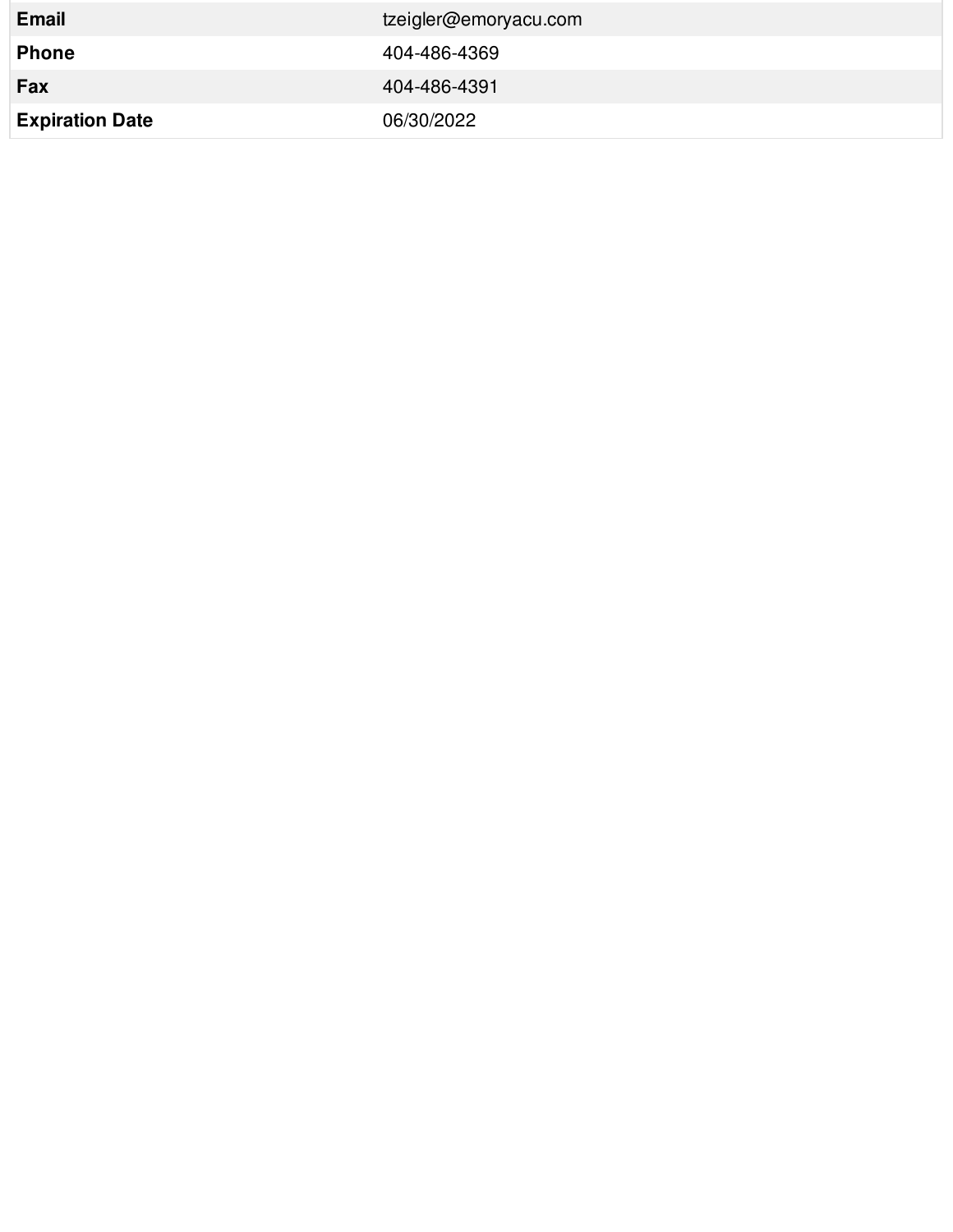| | |
|---|---|
| **Email** | tzeigler@emoryacu.com |
| **Phone** | 404-486-4369 |
| **Fax** | 404-486-4391 |
| **Expiration Date** | 06/30/2022 |